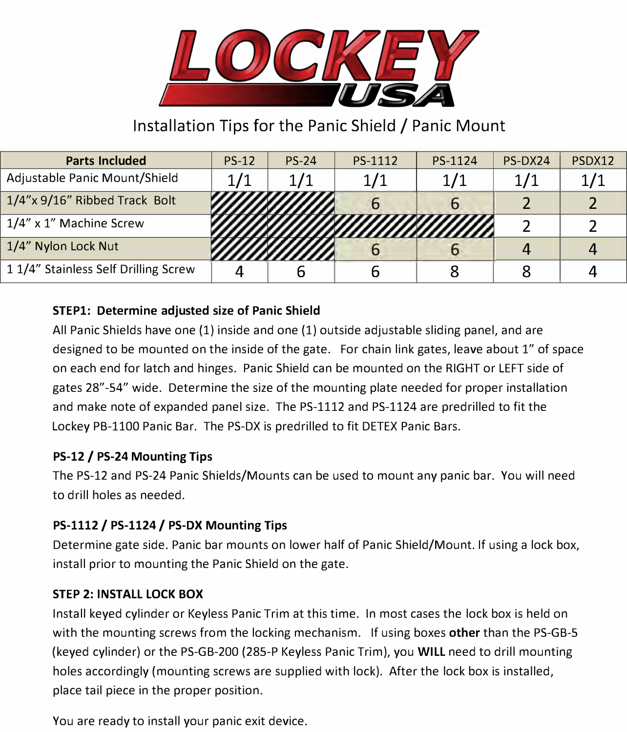# LOCKEY USA

## Installation Tips for the Panic Shield / Panic Mount

| Parts Included | PS-12 | PS-24 | PS-1112 | PS-1124 | PS-DX24 | PSDX12 |
|---|---|---|---|---|---|---|
| Adjustable Panic Mount/Shield | 1/1 | 1/1 | 1/1 | 1/1 | 1/1 | 1/1 |
| 1/4"x 9/16" Ribbed Track Bolt | | | 6 | 6 | 2 | 2 |
| 1/4" x 1" Machine Screw | | | | | 2 | 2 |
| 1/4" Nylon Lock Nut | | | 6 | 6 | 4 | 4 |
| 1 1/4" Stainless Self Drilling Screw | 4 | 6 | 6 | 8 | 8 | 4 |

**STEP1: Determine adjusted size of Panic Shield**

All Panic Shields have one (1) inside and one (1) outside adjustable sliding panel, and are designed to be mounted on the inside of the gate. For chain link gates, leave about 1" of space on each end for latch and hinges. Panic Shield can be mounted on the RIGHT or LEFT side of gates 28"-54" wide. Determine the size of the mounting plate needed for proper installation and make note of expanded panel size. The PS-1112 and PS-1124 are predrilled to fit the Lockey PB-1100 Panic Bar. The PS-DX is predrilled to fit DETEX Panic Bars.

**PS-12 / PS-24 Mounting Tips**

The PS-12 and PS-24 Panic Shields/Mounts can be used to mount any panic bar. You will need to drill holes as needed.

**PS-1112 / PS-1124 / PS-DX Mounting Tips**

Determine gate side. Panic bar mounts on lower half of Panic Shield/Mount. If using a lock box, install prior to mounting the Panic Shield on the gate.

**STEP 2: INSTALL LOCK BOX**

Install keyed cylinder or Keyless Panic Trim at this time. In most cases the lock box is held on with the mounting screws from the locking mechanism. If using boxes **other** than the PS-GB-5 (keyed cylinder) or the PS-GB-200 (285-P Keyless Panic Trim), you **WILL** need to drill mounting holes accordingly (mounting screws are supplied with lock). After the lock box is installed, place tail piece in the proper position.

You are ready to install your panic exit device.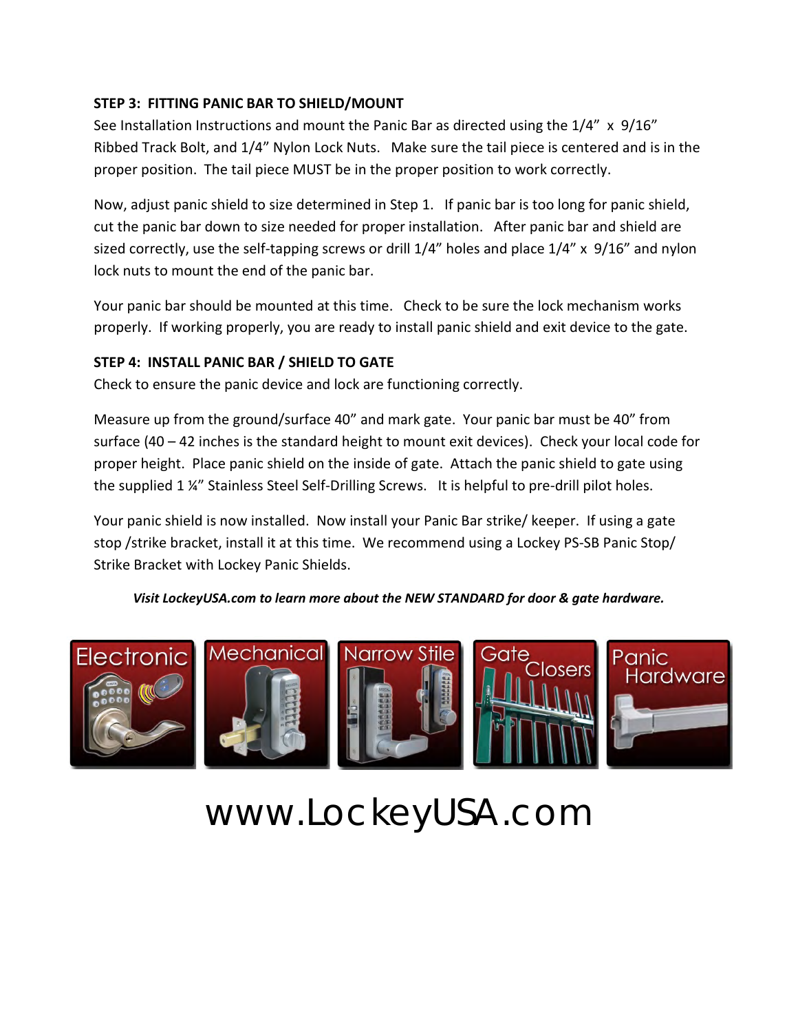**STEP 3: FITTING PANIC BAR TO SHIELD/MOUNT**

See Installation Instructions and mount the Panic Bar as directed using the 1/4" x 9/16" Ribbed Track Bolt, and 1/4" Nylon Lock Nuts. Make sure the tail piece is centered and is in the proper position. The tail piece MUST be in the proper position to work correctly.

Now, adjust panic shield to size determined in Step 1. If panic bar is too long for panic shield, cut the panic bar down to size needed for proper installation. After panic bar and shield are sized correctly, use the self-tapping screws or drill 1/4" holes and place 1/4" x 9/16" and nylon lock nuts to mount the end of the panic bar.

Your panic bar should be mounted at this time. Check to be sure the lock mechanism works properly. If working properly, you are ready to install panic shield and exit device to the gate.

**STEP 4: INSTALL PANIC BAR / SHIELD TO GATE**

Check to ensure the panic device and lock are functioning correctly.

Measure up from the ground/surface 40" and mark gate. Your panic bar must be 40" from surface (40 – 42 inches is the standard height to mount exit devices). Check your local code for proper height. Place panic shield on the inside of gate. Attach the panic shield to gate using the supplied 1 ¼" Stainless Steel Self-Drilling Screws. It is helpful to pre-drill pilot holes.

Your panic shield is now installed. Now install your Panic Bar strike/ keeper. If using a gate stop /strike bracket, install it at this time. We recommend using a Lockey PS-SB Panic Stop/ Strike Bracket with Lockey Panic Shields.

***Visit LockeyUSA.com to learn more about the NEW STANDARD for door & gate hardware.***

Electronic

Mechanical

Narrow Stile

Gate Closers

Panic Hardware

www.LockeyUSA.com